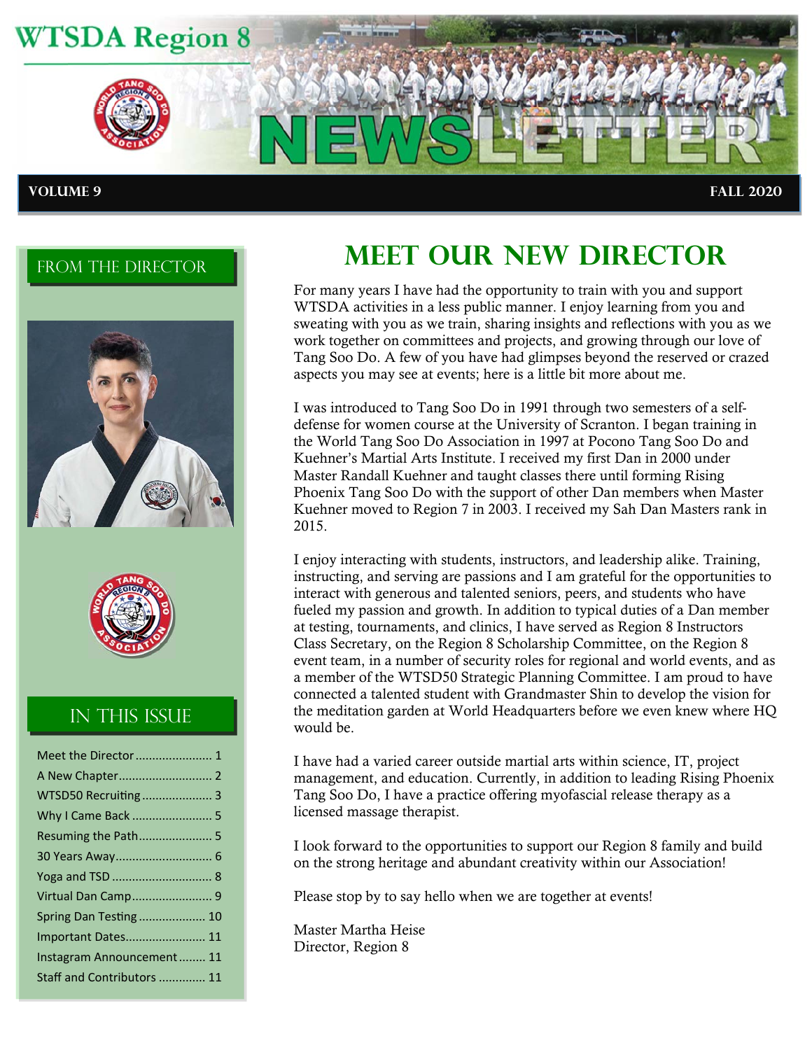# WTSDA Region 8 NEWSLETTER

**VOLUME 9** **FALL 2020**

## FROM THE DIRECTOR

## IN THIS ISSUE

- Meet the Director ........................ 1
- A New Chapter ............................ 2
- WTSD50 Recruiting ..................... 3
- Why I Came Back ........................ 5
- Resuming the Path...................... 5
- 30 Years Away............................. 6
- Yoga and TSD ............................. 8
- Virtual Dan Camp........................ 9
- Spring Dan Testing .................... 10
- Important Dates........................ 11
- Instagram Announcement ........ 11
- Staff and Contributors ............. 11

# MEET OUR NEW DIRECTOR

For many years I have had the opportunity to train with you and support WTSDA activities in a less public manner. I enjoy learning from you and sweating with you as we train, sharing insights and reflections with you as we work together on committees and projects, and growing through our love of Tang Soo Do. A few of you have had glimpses beyond the reserved or crazed aspects you may see at events; here is a little bit more about me.

I was introduced to Tang Soo Do in 1991 through two semesters of a self-defense for women course at the University of Scranton. I began training in the World Tang Soo Do Association in 1997 at Pocono Tang Soo Do and Kuehner's Martial Arts Institute. I received my first Dan in 2000 under Master Randall Kuehner and taught classes there until forming Rising Phoenix Tang Soo Do with the support of other Dan members when Master Kuehner moved to Region 7 in 2003. I received my Sah Dan Masters rank in 2015.

I enjoy interacting with students, instructors, and leadership alike. Training, instructing, and serving are passions and I am grateful for the opportunities to interact with generous and talented seniors, peers, and students who have fueled my passion and growth. In addition to typical duties of a Dan member at testing, tournaments, and clinics, I have served as Region 8 Instructors Class Secretary, on the Region 8 Scholarship Committee, on the Region 8 event team, in a number of security roles for regional and world events, and as a member of the WTSD50 Strategic Planning Committee. I am proud to have connected a talented student with Grandmaster Shin to develop the vision for the meditation garden at World Headquarters before we even knew where HQ would be.

I have had a varied career outside martial arts within science, IT, project management, and education. Currently, in addition to leading Rising Phoenix Tang Soo Do, I have a practice offering myofascial release therapy as a licensed massage therapist.

I look forward to the opportunities to support our Region 8 family and build on the strong heritage and abundant creativity within our Association!

Please stop by to say hello when we are together at events!

Master Martha Heise
Director, Region 8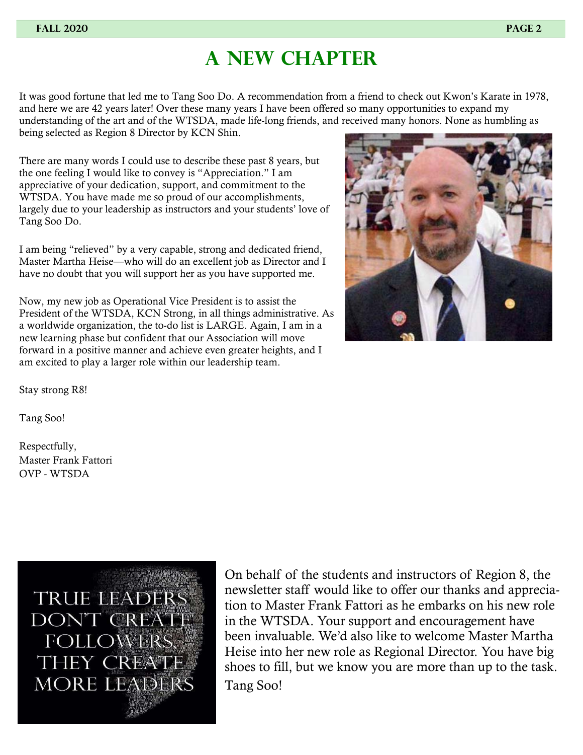# A NEW CHAPTER

It was good fortune that led me to Tang Soo Do. A recommendation from a friend to check out Kwon's Karate in 1978, and here we are 42 years later! Over these many years I have been offered so many opportunities to expand my understanding of the art and of the WTSDA, made life-long friends, and received many honors. None as humbling as being selected as Region 8 Director by KCN Shin.

There are many words I could use to describe these past 8 years, but the one feeling I would like to convey is "Appreciation." I am appreciative of your dedication, support, and commitment to the WTSDA. You have made me so proud of our accomplishments, largely due to your leadership as instructors and your students' love of Tang Soo Do.

I am being "relieved" by a very capable, strong and dedicated friend, Master Martha Heise—who will do an excellent job as Director and I have no doubt that you will support her as you have supported me.

Now, my new job as Operational Vice President is to assist the President of the WTSDA, KCN Strong, in all things administrative. As a worldwide organization, the to-do list is LARGE. Again, I am in a new learning phase but confident that our Association will move forward in a positive manner and achieve even greater heights, and I am excited to play a larger role within our leadership team.

Stay strong R8!

Tang Soo!

Respectfully,
Master Frank Fattori
OVP - WTSDA

TRUE LEADERS DON'T CREATE FOLLOWERS, THEY CREATE MORE LEADERS

On behalf of the students and instructors of Region 8, the newsletter staff would like to offer our thanks and appreciation to Master Frank Fattori as he embarks on his new role in the WTSDA. Your support and encouragement have been invaluable. We'd also like to welcome Master Martha Heise into her new role as Regional Director. You have big shoes to fill, but we know you are more than up to the task. Tang Soo!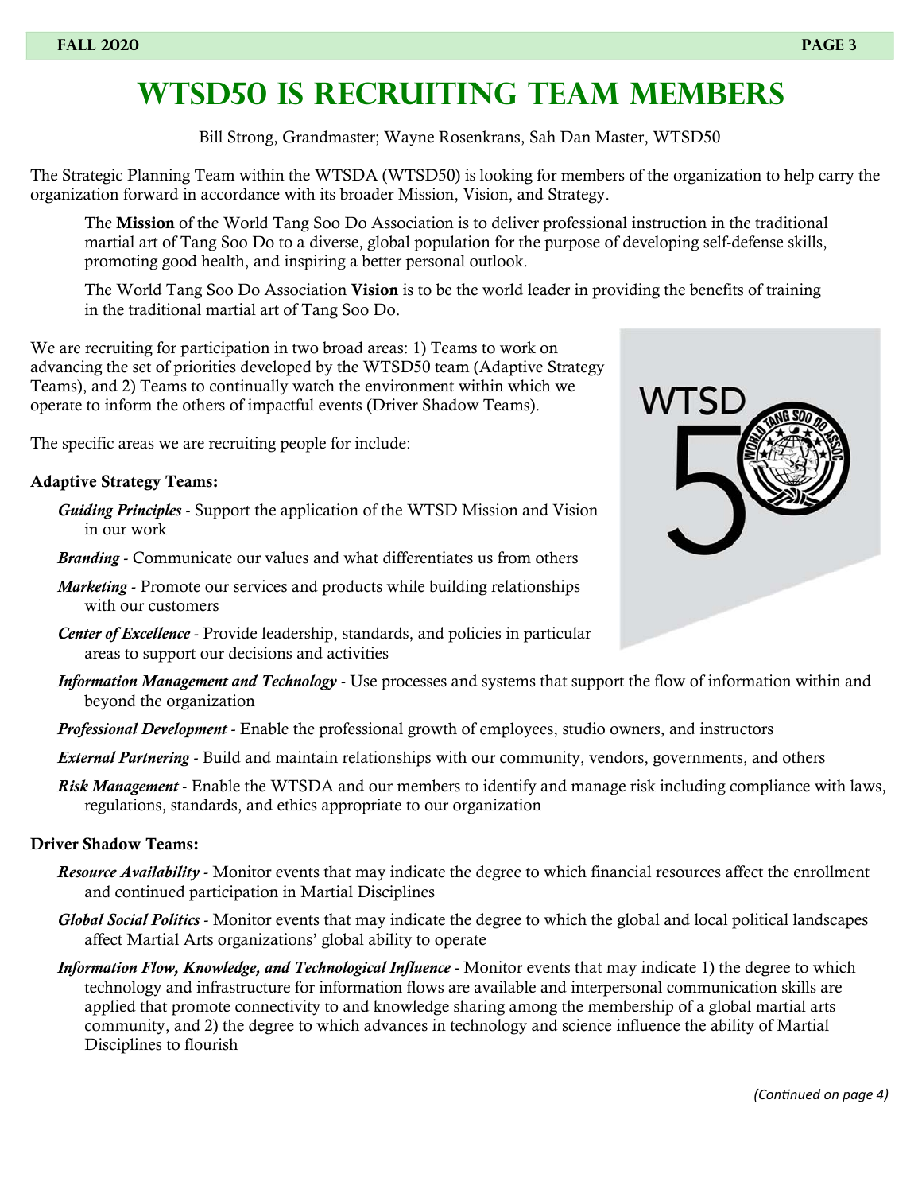# WTSD50 is Recruiting Team Members

Bill Strong, Grandmaster; Wayne Rosenkrans, Sah Dan Master, WTSD50

The Strategic Planning Team within the WTSDA (WTSD50) is looking for members of the organization to help carry the organization forward in accordance with its broader Mission, Vision, and Strategy.

The **Mission** of the World Tang Soo Do Association is to deliver professional instruction in the traditional martial art of Tang Soo Do to a diverse, global population for the purpose of developing self-defense skills, promoting good health, and inspiring a better personal outlook.

The World Tang Soo Do Association **Vision** is to be the world leader in providing the benefits of training in the traditional martial art of Tang Soo Do.

We are recruiting for participation in two broad areas: 1) Teams to work on advancing the set of priorities developed by the WTSD50 team (Adaptive Strategy Teams), and 2) Teams to continually watch the environment within which we operate to inform the others of impactful events (Driver Shadow Teams).

The specific areas we are recruiting people for include:

**Adaptive Strategy Teams:**

***Guiding Principles*** - Support the application of the WTSD Mission and Vision in our work

***Branding*** - Communicate our values and what differentiates us from others

***Marketing*** - Promote our services and products while building relationships with our customers

***Center of Excellence*** - Provide leadership, standards, and policies in particular areas to support our decisions and activities

***Information Management and Technology*** - Use processes and systems that support the flow of information within and beyond the organization

***Professional Development*** - Enable the professional growth of employees, studio owners, and instructors

***External Partnering*** - Build and maintain relationships with our community, vendors, governments, and others

***Risk Management*** - Enable the WTSDA and our members to identify and manage risk including compliance with laws, regulations, standards, and ethics appropriate to our organization

**Driver Shadow Teams:**

***Resource Availability*** - Monitor events that may indicate the degree to which financial resources affect the enrollment and continued participation in Martial Disciplines

***Global Social Politics*** - Monitor events that may indicate the degree to which the global and local political landscapes affect Martial Arts organizations' global ability to operate

***Information Flow, Knowledge, and Technological Influence*** - Monitor events that may indicate 1) the degree to which technology and infrastructure for information flows are available and interpersonal communication skills are applied that promote connectivity to and knowledge sharing among the membership of a global martial arts community, and 2) the degree to which advances in technology and science influence the ability of Martial Disciplines to flourish

*(Continued on page 4)*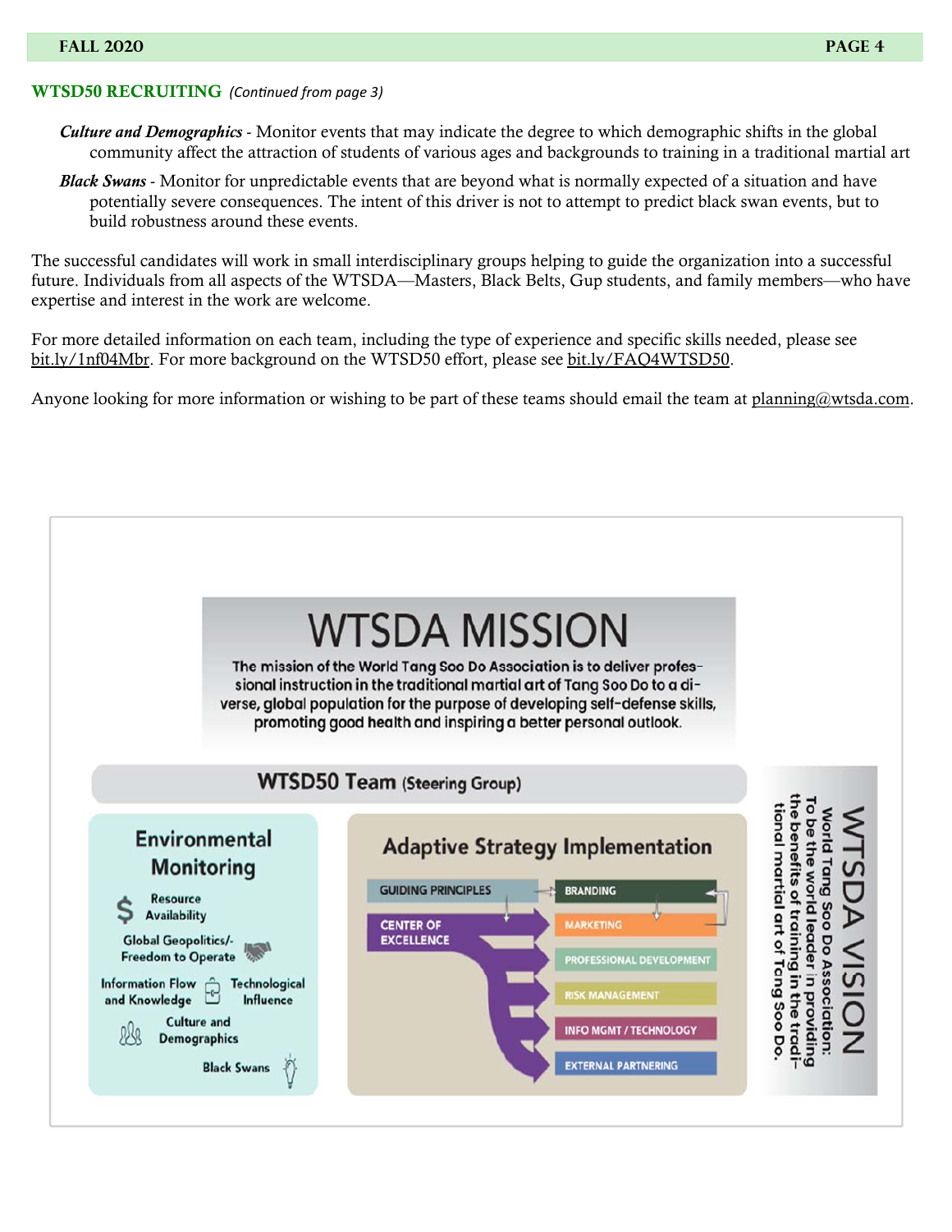## WTSD50 RECRUITING *(Continued from page 3)*

***Culture and Demographics*** - Monitor events that may indicate the degree to which demographic shifts in the global community affect the attraction of students of various ages and backgrounds to training in a traditional martial art

***Black Swans*** - Monitor for unpredictable events that are beyond what is normally expected of a situation and have potentially severe consequences. The intent of this driver is not to attempt to predict black swan events, but to build robustness around these events.

The successful candidates will work in small interdisciplinary groups helping to guide the organization into a successful future. Individuals from all aspects of the WTSDA—Masters, Black Belts, Gup students, and family members—who have expertise and interest in the work are welcome.

For more detailed information on each team, including the type of experience and specific skills needed, please see bit.ly/1nf04Mbr. For more background on the WTSD50 effort, please see bit.ly/FAQ4WTSD50.

Anyone looking for more information or wishing to be part of these teams should email the team at planning@wtsda.com.

### WTSDA MISSION

The mission of the World Tang Soo Do Association is to deliver professional instruction in the traditional martial art of Tang Soo Do to a diverse, global population for the purpose of developing self-defense skills, promoting good health and inspiring a better personal outlook.

**WTSD50 Team** (Steering Group)

**Environmental Monitoring**

- Resource Availability
- Global Geopolitics/-Freedom to Operate
- Information Flow and Knowledge
- Technological Influence
- Culture and Demographics
- Black Swans

**Adaptive Strategy Implementation**

- GUIDING PRINCIPLES
- CENTER OF EXCELLENCE
- BRANDING
- MARKETING
- PROFESSIONAL DEVELOPMENT
- RISK MANAGEMENT
- INFO MGMT / TECHNOLOGY
- EXTERNAL PARTNERING

### WTSDA VISION

World Tang Soo Do Association: To be the world leader in providing the benefits of training in the traditional martial art of Tang Soo Do.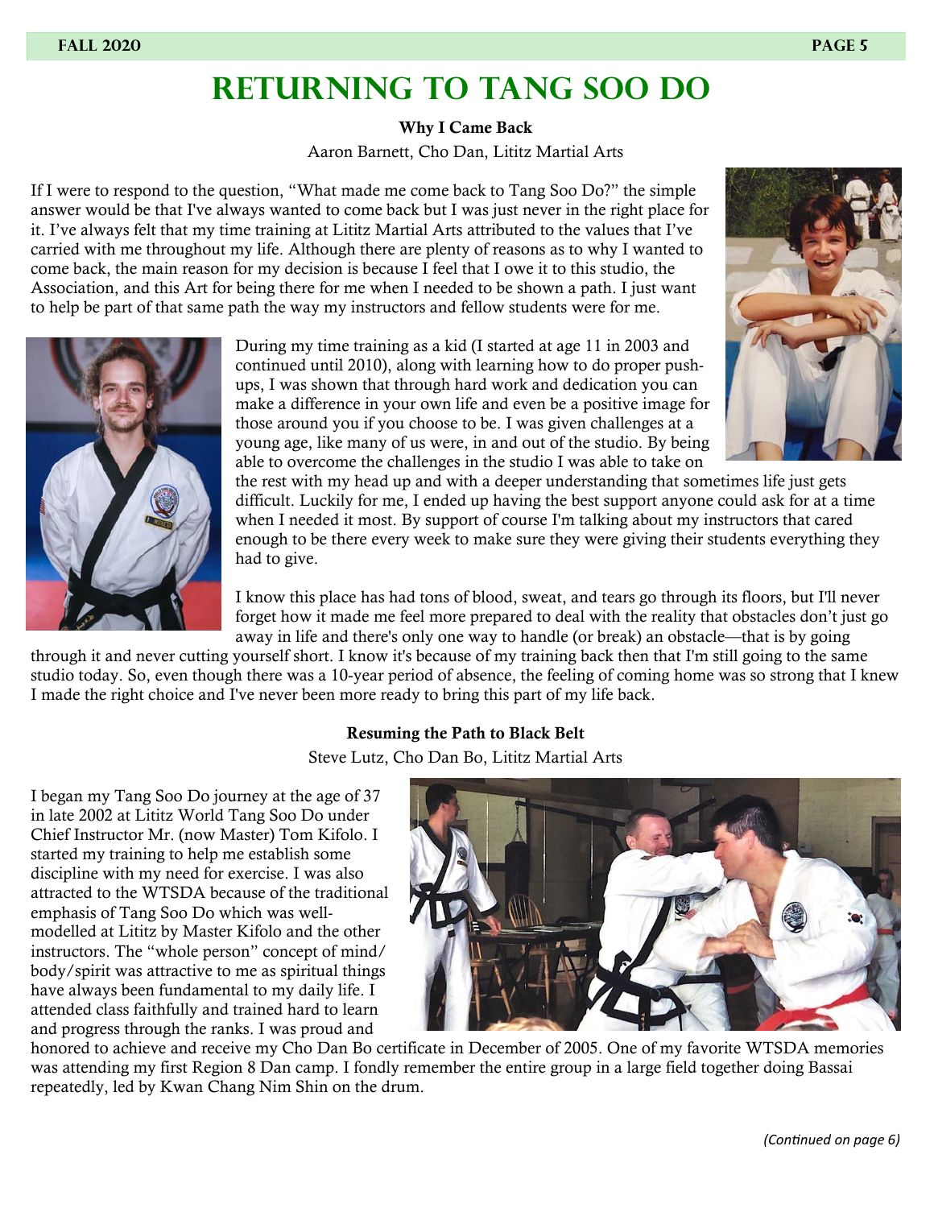# Returning to Tang Soo Do

**Why I Came Back**

Aaron Barnett, Cho Dan, Lititz Martial Arts

If I were to respond to the question, "What made me come back to Tang Soo Do?" the simple answer would be that I've always wanted to come back but I was just never in the right place for it. I've always felt that my time training at Lititz Martial Arts attributed to the values that I've carried with me throughout my life. Although there are plenty of reasons as to why I wanted to come back, the main reason for my decision is because I feel that I owe it to this studio, the Association, and this Art for being there for me when I needed to be shown a path. I just want to help be part of that same path the way my instructors and fellow students were for me.

During my time training as a kid (I started at age 11 in 2003 and continued until 2010), along with learning how to do proper push-ups, I was shown that through hard work and dedication you can make a difference in your own life and even be a positive image for those around you if you choose to be. I was given challenges at a young age, like many of us were, in and out of the studio. By being able to overcome the challenges in the studio I was able to take on the rest with my head up and with a deeper understanding that sometimes life just gets difficult. Luckily for me, I ended up having the best support anyone could ask for at a time when I needed it most. By support of course I'm talking about my instructors that cared enough to be there every week to make sure they were giving their students everything they had to give.

I know this place has had tons of blood, sweat, and tears go through its floors, but I'll never forget how it made me feel more prepared to deal with the reality that obstacles don't just go away in life and there's only one way to handle (or break) an obstacle—that is by going through it and never cutting yourself short. I know it's because of my training back then that I'm still going to the same studio today. So, even though there was a 10-year period of absence, the feeling of coming home was so strong that I knew I made the right choice and I've never been more ready to bring this part of my life back.

**Resuming the Path to Black Belt**

Steve Lutz, Cho Dan Bo, Lititz Martial Arts

I began my Tang Soo Do journey at the age of 37 in late 2002 at Lititz World Tang Soo Do under Chief Instructor Mr. (now Master) Tom Kifolo. I started my training to help me establish some discipline with my need for exercise. I was also attracted to the WTSDA because of the traditional emphasis of Tang Soo Do which was well-modelled at Lititz by Master Kifolo and the other instructors. The "whole person" concept of mind/body/spirit was attractive to me as spiritual things have always been fundamental to my daily life. I attended class faithfully and trained hard to learn and progress through the ranks. I was proud and honored to achieve and receive my Cho Dan Bo certificate in December of 2005. One of my favorite WTSDA memories was attending my first Region 8 Dan camp. I fondly remember the entire group in a large field together doing Bassai repeatedly, led by Kwan Chang Nim Shin on the drum.

*(Continued on page 6)*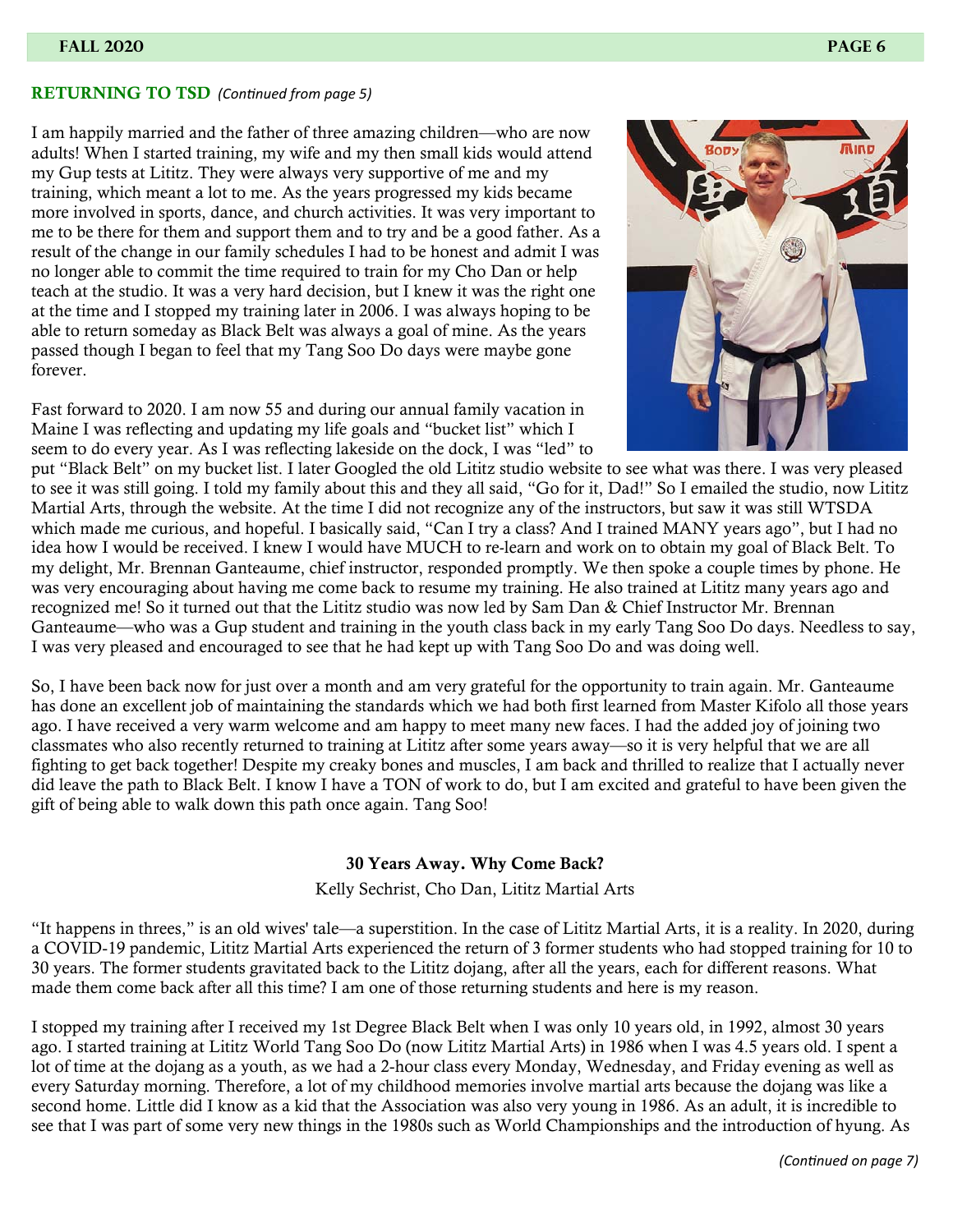## RETURNING TO TSD *(Continued from page 5)*

I am happily married and the father of three amazing children—who are now adults! When I started training, my wife and my then small kids would attend my Gup tests at Lititz. They were always very supportive of me and my training, which meant a lot to me. As the years progressed my kids became more involved in sports, dance, and church activities. It was very important to me to be there for them and support them and to try and be a good father. As a result of the change in our family schedules I had to be honest and admit I was no longer able to commit the time required to train for my Cho Dan or help teach at the studio. It was a very hard decision, but I knew it was the right one at the time and I stopped my training later in 2006. I was always hoping to be able to return someday as Black Belt was always a goal of mine. As the years passed though I began to feel that my Tang Soo Do days were maybe gone forever.

Fast forward to 2020. I am now 55 and during our annual family vacation in Maine I was reflecting and updating my life goals and "bucket list" which I seem to do every year. As I was reflecting lakeside on the dock, I was "led" to put "Black Belt" on my bucket list. I later Googled the old Lititz studio website to see what was there. I was very pleased to see it was still going. I told my family about this and they all said, "Go for it, Dad!" So I emailed the studio, now Lititz Martial Arts, through the website. At the time I did not recognize any of the instructors, but saw it was still WTSDA which made me curious, and hopeful. I basically said, "Can I try a class? And I trained MANY years ago", but I had no idea how I would be received. I knew I would have MUCH to re-learn and work on to obtain my goal of Black Belt. To my delight, Mr. Brennan Ganteaume, chief instructor, responded promptly. We then spoke a couple times by phone. He was very encouraging about having me come back to resume my training. He also trained at Lititz many years ago and recognized me! So it turned out that the Lititz studio was now led by Sam Dan & Chief Instructor Mr. Brennan Ganteaume—who was a Gup student and training in the youth class back in my early Tang Soo Do days. Needless to say, I was very pleased and encouraged to see that he had kept up with Tang Soo Do and was doing well.

So, I have been back now for just over a month and am very grateful for the opportunity to train again. Mr. Ganteaume has done an excellent job of maintaining the standards which we had both first learned from Master Kifolo all those years ago. I have received a very warm welcome and am happy to meet many new faces. I had the added joy of joining two classmates who also recently returned to training at Lititz after some years away—so it is very helpful that we are all fighting to get back together! Despite my creaky bones and muscles, I am back and thrilled to realize that I actually never did leave the path to Black Belt. I know I have a TON of work to do, but I am excited and grateful to have been given the gift of being able to walk down this path once again. Tang Soo!

### 30 Years Away. Why Come Back?

Kelly Sechrist, Cho Dan, Lititz Martial Arts

"It happens in threes," is an old wives' tale—a superstition. In the case of Lititz Martial Arts, it is a reality. In 2020, during a COVID-19 pandemic, Lititz Martial Arts experienced the return of 3 former students who had stopped training for 10 to 30 years. The former students gravitated back to the Lititz dojang, after all the years, each for different reasons. What made them come back after all this time? I am one of those returning students and here is my reason.

I stopped my training after I received my 1st Degree Black Belt when I was only 10 years old, in 1992, almost 30 years ago. I started training at Lititz World Tang Soo Do (now Lititz Martial Arts) in 1986 when I was 4.5 years old. I spent a lot of time at the dojang as a youth, as we had a 2-hour class every Monday, Wednesday, and Friday evening as well as every Saturday morning. Therefore, a lot of my childhood memories involve martial arts because the dojang was like a second home. Little did I know as a kid that the Association was also very young in 1986. As an adult, it is incredible to see that I was part of some very new things in the 1980s such as World Championships and the introduction of hyung. As

*(Continued on page 7)*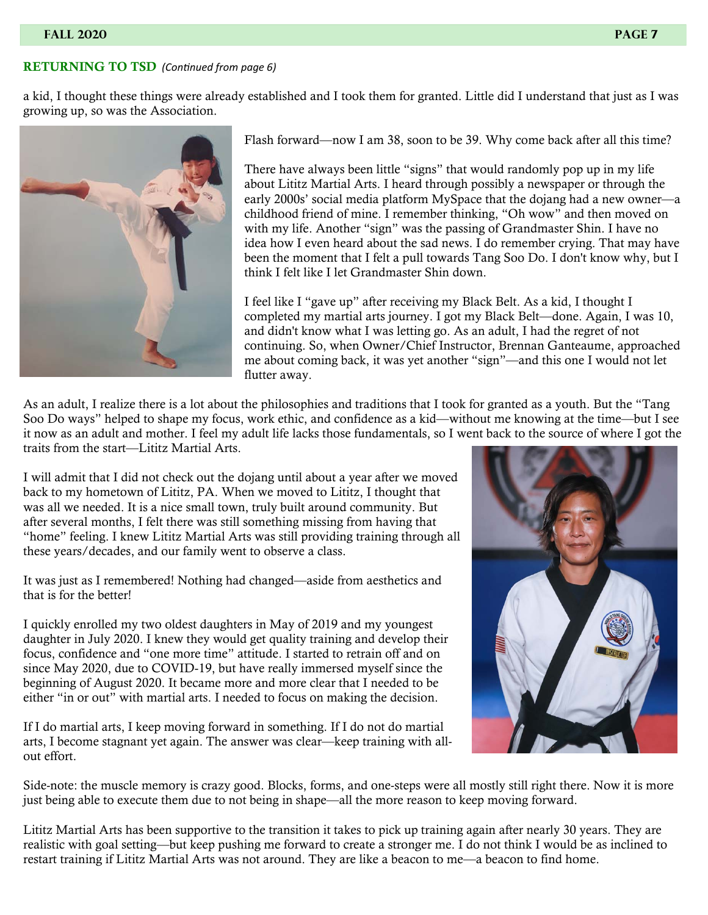## RETURNING TO TSD *(Continued from page 6)*

a kid, I thought these things were already established and I took them for granted. Little did I understand that just as I was growing up, so was the Association.

Flash forward—now I am 38, soon to be 39. Why come back after all this time?

There have always been little "signs" that would randomly pop up in my life about Lititz Martial Arts. I heard through possibly a newspaper or through the early 2000s' social media platform MySpace that the dojang had a new owner—a childhood friend of mine. I remember thinking, "Oh wow" and then moved on with my life. Another "sign" was the passing of Grandmaster Shin. I have no idea how I even heard about the sad news. I do remember crying. That may have been the moment that I felt a pull towards Tang Soo Do. I don't know why, but I think I felt like I let Grandmaster Shin down.

I feel like I "gave up" after receiving my Black Belt. As a kid, I thought I completed my martial arts journey. I got my Black Belt—done. Again, I was 10, and didn't know what I was letting go. As an adult, I had the regret of not continuing. So, when Owner/Chief Instructor, Brennan Ganteaume, approached me about coming back, it was yet another "sign"—and this one I would not let flutter away.

As an adult, I realize there is a lot about the philosophies and traditions that I took for granted as a youth. But the "Tang Soo Do ways" helped to shape my focus, work ethic, and confidence as a kid—without me knowing at the time—but I see it now as an adult and mother. I feel my adult life lacks those fundamentals, so I went back to the source of where I got the traits from the start—Lititz Martial Arts.

I will admit that I did not check out the dojang until about a year after we moved back to my hometown of Lititz, PA. When we moved to Lititz, I thought that was all we needed. It is a nice small town, truly built around community. But after several months, I felt there was still something missing from having that "home" feeling. I knew Lititz Martial Arts was still providing training through all these years/decades, and our family went to observe a class.

It was just as I remembered! Nothing had changed—aside from aesthetics and that is for the better!

I quickly enrolled my two oldest daughters in May of 2019 and my youngest daughter in July 2020. I knew they would get quality training and develop their focus, confidence and "one more time" attitude. I started to retrain off and on since May 2020, due to COVID-19, but have really immersed myself since the beginning of August 2020. It became more and more clear that I needed to be either "in or out" with martial arts. I needed to focus on making the decision.

If I do martial arts, I keep moving forward in something. If I do not do martial arts, I become stagnant yet again. The answer was clear—keep training with all-out effort.

Side-note: the muscle memory is crazy good. Blocks, forms, and one-steps were all mostly still right there. Now it is more just being able to execute them due to not being in shape—all the more reason to keep moving forward.

Lititz Martial Arts has been supportive to the transition it takes to pick up training again after nearly 30 years. They are realistic with goal setting—but keep pushing me forward to create a stronger me. I do not think I would be as inclined to restart training if Lititz Martial Arts was not around. They are like a beacon to me—a beacon to find home.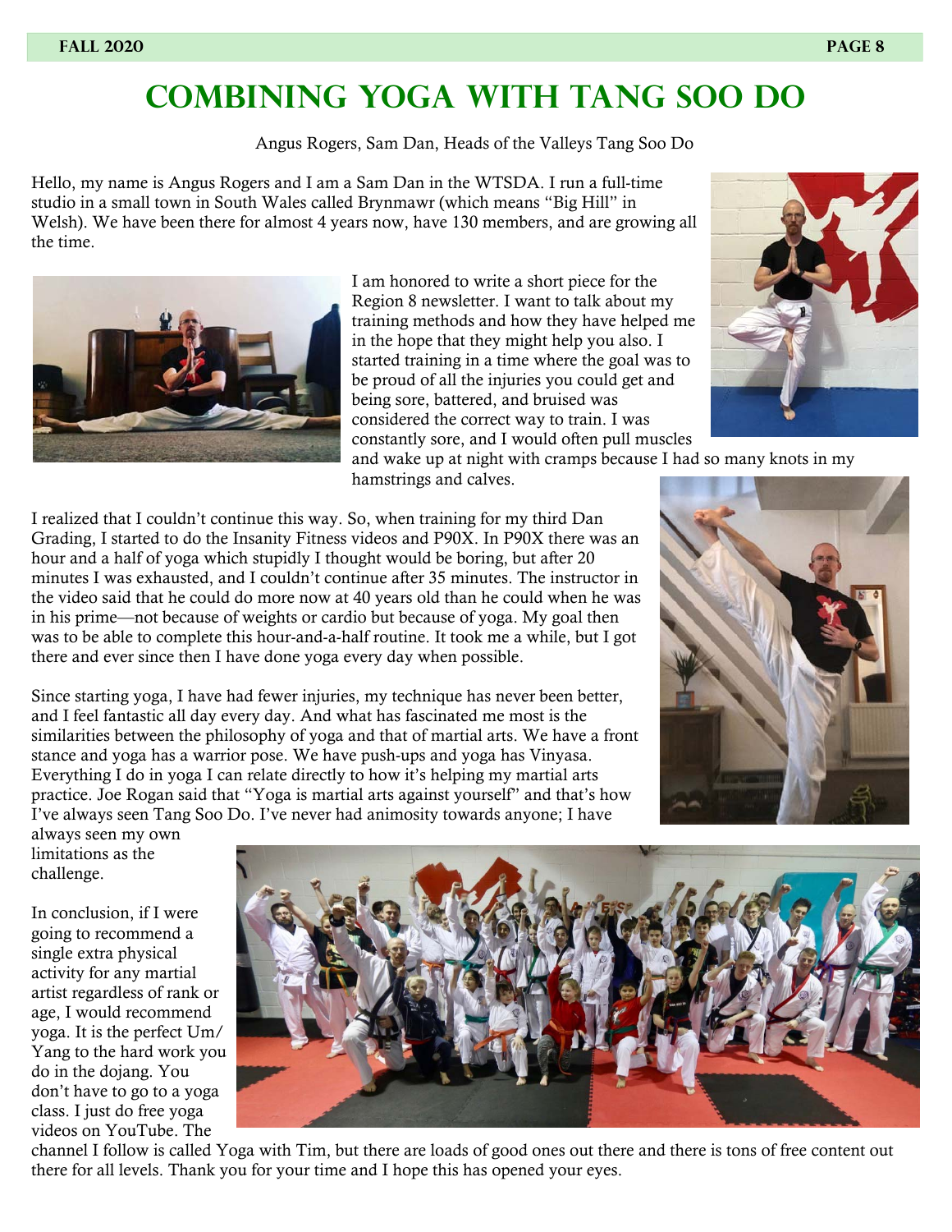# COMBINING YOGA WITH TANG SOO DO

Angus Rogers, Sam Dan, Heads of the Valleys Tang Soo Do

Hello, my name is Angus Rogers and I am a Sam Dan in the WTSDA. I run a full-time studio in a small town in South Wales called Brynmawr (which means "Big Hill" in Welsh). We have been there for almost 4 years now, have 130 members, and are growing all the time.

I am honored to write a short piece for the Region 8 newsletter. I want to talk about my training methods and how they have helped me in the hope that they might help you also. I started training in a time where the goal was to be proud of all the injuries you could get and being sore, battered, and bruised was considered the correct way to train. I was constantly sore, and I would often pull muscles and wake up at night with cramps because I had so many knots in my hamstrings and calves.

I realized that I couldn't continue this way. So, when training for my third Dan Grading, I started to do the Insanity Fitness videos and P90X. In P90X there was an hour and a half of yoga which stupidly I thought would be boring, but after 20 minutes I was exhausted, and I couldn't continue after 35 minutes. The instructor in the video said that he could do more now at 40 years old than he could when he was in his prime—not because of weights or cardio but because of yoga. My goal then was to be able to complete this hour-and-a-half routine. It took me a while, but I got there and ever since then I have done yoga every day when possible.

Since starting yoga, I have had fewer injuries, my technique has never been better, and I feel fantastic all day every day. And what has fascinated me most is the similarities between the philosophy of yoga and that of martial arts. We have a front stance and yoga has a warrior pose. We have push-ups and yoga has Vinyasa. Everything I do in yoga I can relate directly to how it's helping my martial arts practice. Joe Rogan said that "Yoga is martial arts against yourself" and that's how I've always seen Tang Soo Do. I've never had animosity towards anyone; I have always seen my own limitations as the challenge.

In conclusion, if I were going to recommend a single extra physical activity for any martial artist regardless of rank or age, I would recommend yoga. It is the perfect Um/Yang to the hard work you do in the dojang. You don't have to go to a yoga class. I just do free yoga videos on YouTube. The channel I follow is called Yoga with Tim, but there are loads of good ones out there and there is tons of free content out there for all levels. Thank you for your time and I hope this has opened your eyes.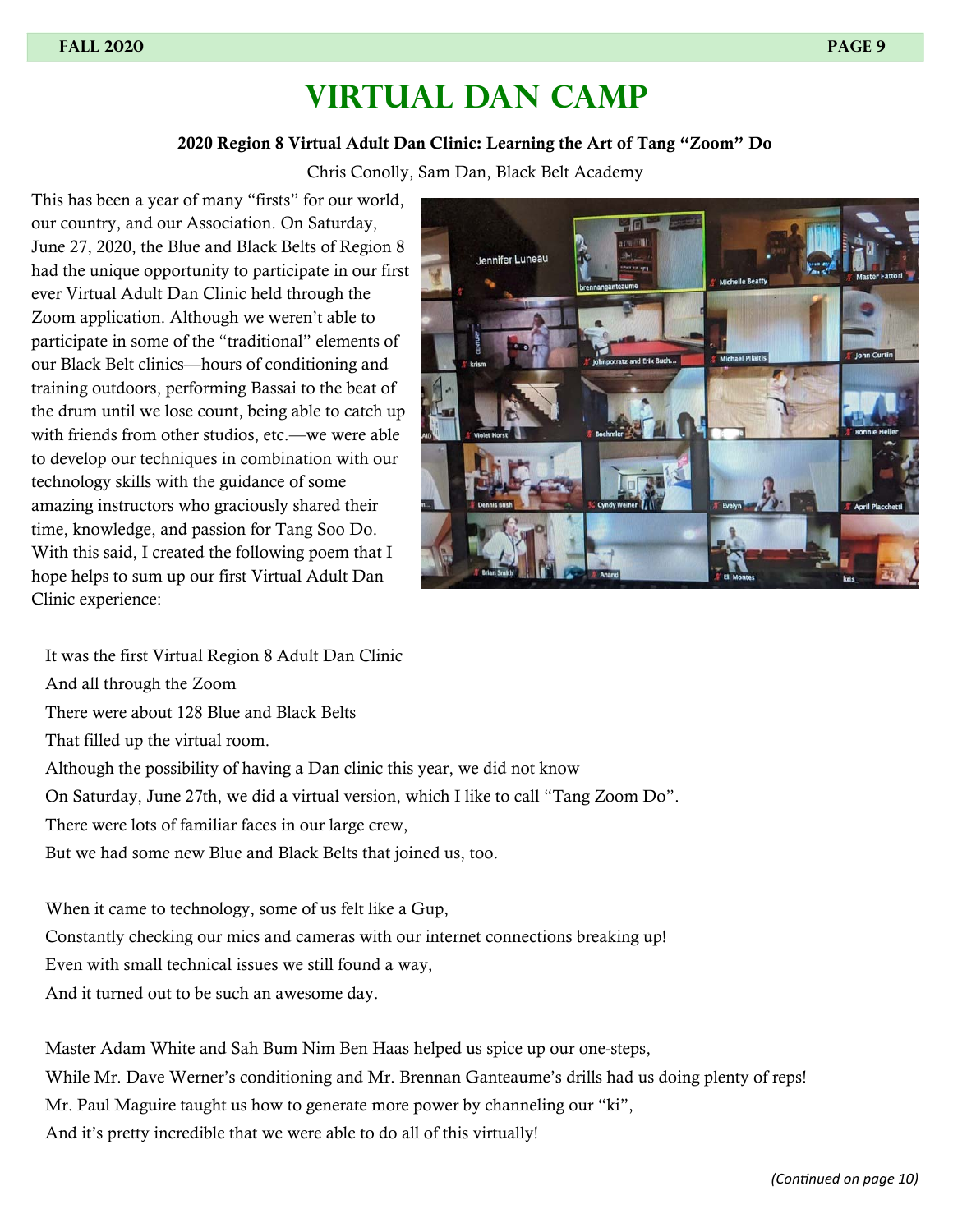# VIRTUAL DAN CAMP

**2020 Region 8 Virtual Adult Dan Clinic: Learning the Art of Tang "Zoom" Do**

Chris Conolly, Sam Dan, Black Belt Academy

This has been a year of many "firsts" for our world, our country, and our Association. On Saturday, June 27, 2020, the Blue and Black Belts of Region 8 had the unique opportunity to participate in our first ever Virtual Adult Dan Clinic held through the Zoom application. Although we weren't able to participate in some of the "traditional" elements of our Black Belt clinics—hours of conditioning and training outdoors, performing Bassai to the beat of the drum until we lose count, being able to catch up with friends from other studios, etc.—we were able to develop our techniques in combination with our technology skills with the guidance of some amazing instructors who graciously shared their time, knowledge, and passion for Tang Soo Do. With this said, I created the following poem that I hope helps to sum up our first Virtual Adult Dan Clinic experience:

It was the first Virtual Region 8 Adult Dan Clinic
And all through the Zoom
There were about 128 Blue and Black Belts
That filled up the virtual room.
Although the possibility of having a Dan clinic this year, we did not know
On Saturday, June 27th, we did a virtual version, which I like to call "Tang Zoom Do".
There were lots of familiar faces in our large crew,
But we had some new Blue and Black Belts that joined us, too.

When it came to technology, some of us felt like a Gup,
Constantly checking our mics and cameras with our internet connections breaking up!
Even with small technical issues we still found a way,
And it turned out to be such an awesome day.

Master Adam White and Sah Bum Nim Ben Haas helped us spice up our one-steps,
While Mr. Dave Werner's conditioning and Mr. Brennan Ganteaume's drills had us doing plenty of reps!
Mr. Paul Maguire taught us how to generate more power by channeling our "ki",
And it's pretty incredible that we were able to do all of this virtually!

*(Continued on page 10)*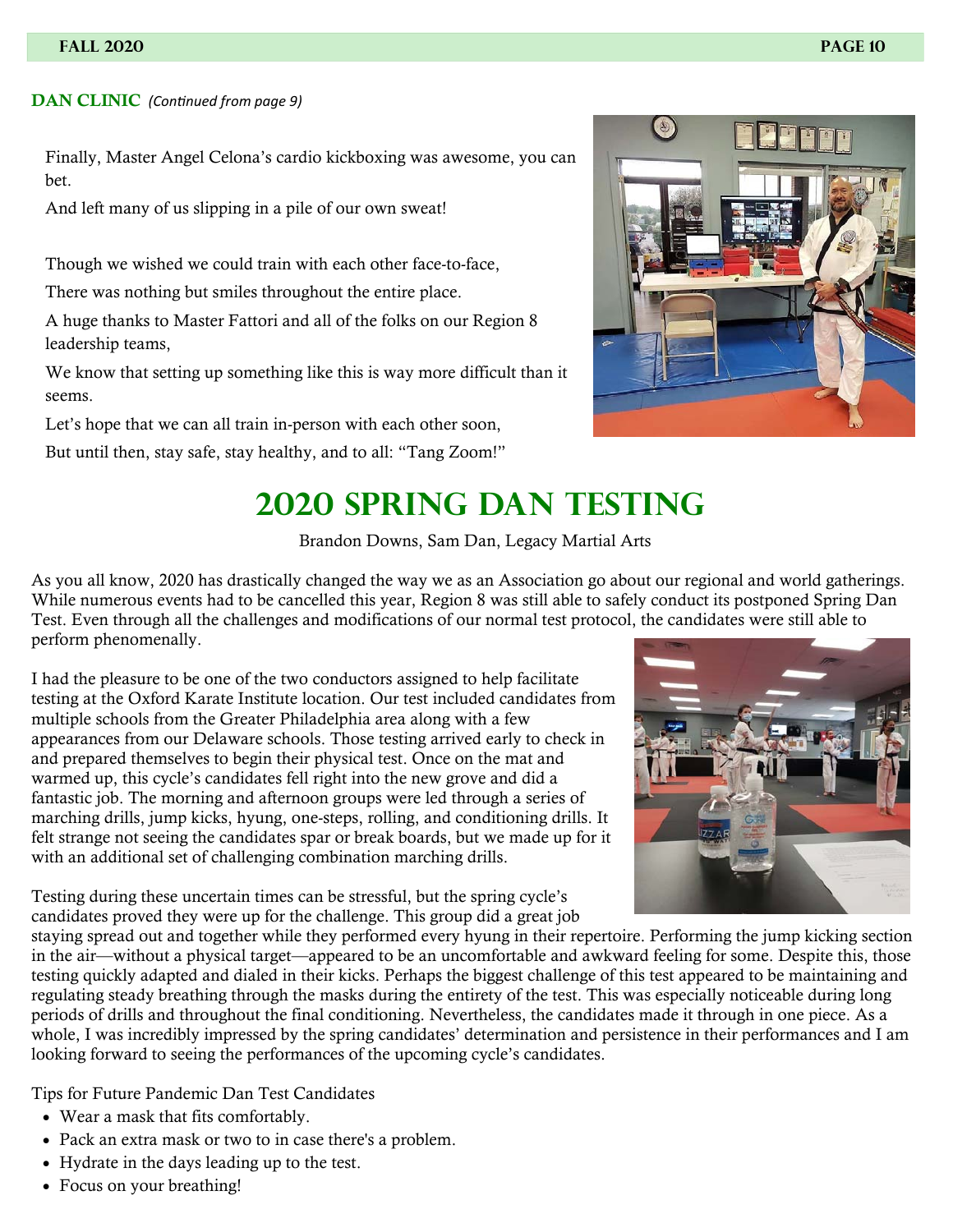**DAN CLINIC** *(Continued from page 9)*

Finally, Master Angel Celona's cardio kickboxing was awesome, you can bet.

And left many of us slipping in a pile of our own sweat!

Though we wished we could train with each other face-to-face,

There was nothing but smiles throughout the entire place.

A huge thanks to Master Fattori and all of the folks on our Region 8 leadership teams,

We know that setting up something like this is way more difficult than it seems.

Let's hope that we can all train in-person with each other soon,

But until then, stay safe, stay healthy, and to all: "Tang Zoom!"

# 2020 Spring Dan Testing

Brandon Downs, Sam Dan, Legacy Martial Arts

As you all know, 2020 has drastically changed the way we as an Association go about our regional and world gatherings. While numerous events had to be cancelled this year, Region 8 was still able to safely conduct its postponed Spring Dan Test. Even through all the challenges and modifications of our normal test protocol, the candidates were still able to perform phenomenally.

I had the pleasure to be one of the two conductors assigned to help facilitate testing at the Oxford Karate Institute location. Our test included candidates from multiple schools from the Greater Philadelphia area along with a few appearances from our Delaware schools. Those testing arrived early to check in and prepared themselves to begin their physical test. Once on the mat and warmed up, this cycle's candidates fell right into the new grove and did a fantastic job. The morning and afternoon groups were led through a series of marching drills, jump kicks, hyung, one-steps, rolling, and conditioning drills. It felt strange not seeing the candidates spar or break boards, but we made up for it with an additional set of challenging combination marching drills.

Testing during these uncertain times can be stressful, but the spring cycle's candidates proved they were up for the challenge. This group did a great job staying spread out and together while they performed every hyung in their repertoire. Performing the jump kicking section in the air—without a physical target—appeared to be an uncomfortable and awkward feeling for some. Despite this, those testing quickly adapted and dialed in their kicks. Perhaps the biggest challenge of this test appeared to be maintaining and regulating steady breathing through the masks during the entirety of the test. This was especially noticeable during long periods of drills and throughout the final conditioning. Nevertheless, the candidates made it through in one piece. As a whole, I was incredibly impressed by the spring candidates' determination and persistence in their performances and I am looking forward to seeing the performances of the upcoming cycle's candidates.

Tips for Future Pandemic Dan Test Candidates

- Wear a mask that fits comfortably.
- Pack an extra mask or two to in case there's a problem.
- Hydrate in the days leading up to the test.
- Focus on your breathing!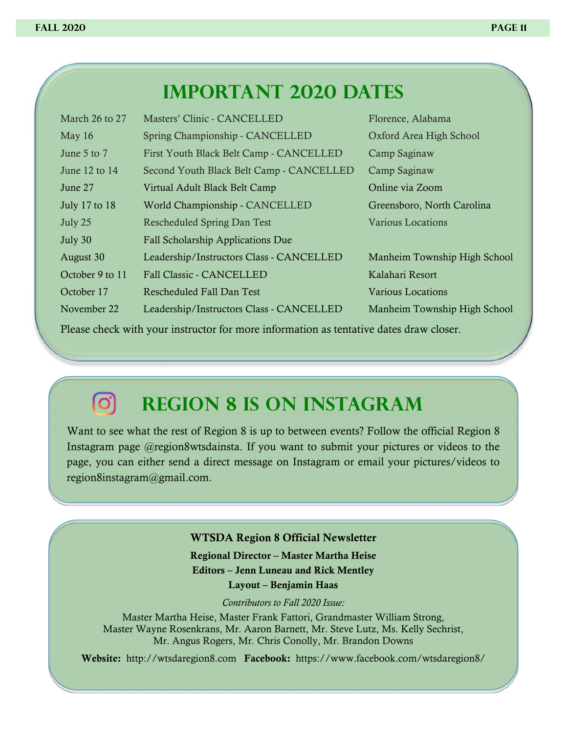# Important 2020 Dates

| | | |
|---|---|---|
| March 26 to 27 | Masters' Clinic - CANCELLED | Florence, Alabama |
| May 16 | Spring Championship - CANCELLED | Oxford Area High School |
| June 5 to 7 | First Youth Black Belt Camp - CANCELLED | Camp Saginaw |
| June 12 to 14 | Second Youth Black Belt Camp - CANCELLED | Camp Saginaw |
| June 27 | Virtual Adult Black Belt Camp | Online via Zoom |
| July 17 to 18 | World Championship - CANCELLED | Greensboro, North Carolina |
| July 25 | Rescheduled Spring Dan Test | Various Locations |
| July 30 | Fall Scholarship Applications Due | |
| August 30 | Leadership/Instructors Class - CANCELLED | Manheim Township High School |
| October 9 to 11 | Fall Classic - CANCELLED | Kalahari Resort |
| October 17 | Rescheduled Fall Dan Test | Various Locations |
| November 22 | Leadership/Instructors Class - CANCELLED | Manheim Township High School |

Please check with your instructor for more information as tentative dates draw closer.

# Region 8 is on Instagram

Want to see what the rest of Region 8 is up to between events? Follow the official Region 8 Instagram page @region8wtsdainsta. If you want to submit your pictures or videos to the page, you can either send a direct message on Instagram or email your pictures/videos to region8instagram@gmail.com.

**WTSDA Region 8 Official Newsletter**

**Regional Director – Master Martha Heise**

**Editors – Jenn Luneau and Rick Mentley**

**Layout – Benjamin Haas**

*Contributors to Fall 2020 Issue:*

Master Martha Heise, Master Frank Fattori, Grandmaster William Strong, Master Wayne Rosenkrans, Mr. Aaron Barnett, Mr. Steve Lutz, Ms. Kelly Sechrist, Mr. Angus Rogers, Mr. Chris Conolly, Mr. Brandon Downs

**Website:** http://wtsdaregion8.com **Facebook:** https://www.facebook.com/wtsdaregion8/